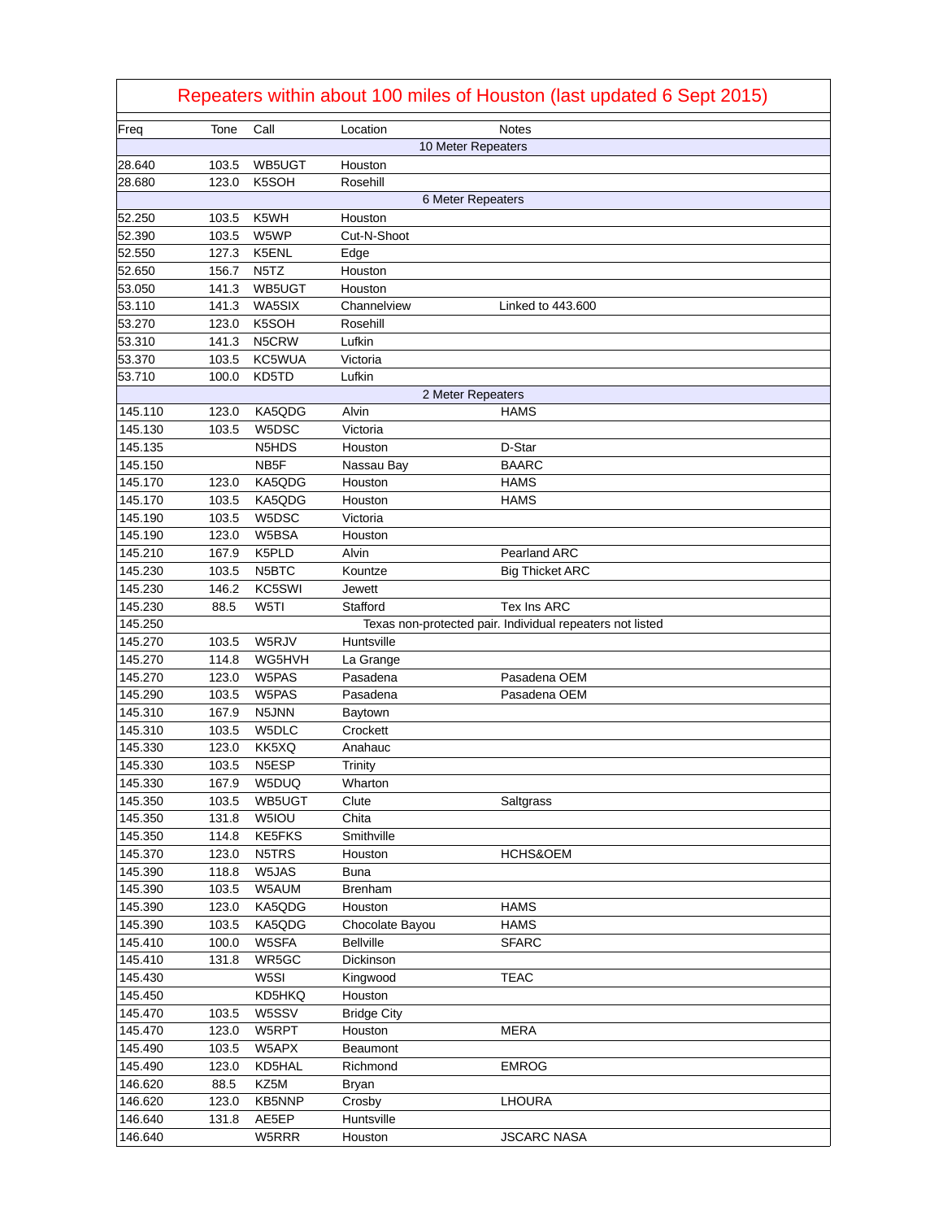# Repeaters within about 100 miles of Houston (last updated 6 Sept 2015)

| Freq | Tone | Call | Location | Notes |
|---|---|---|---|---|
| 10 Meter Repeaters | | | | |
| 28.640 | 103.5 | WB5UGT | Houston | |
| 28.680 | 123.0 | K5SOH | Rosehill | |
| 6 Meter Repeaters | | | | |
| 52.250 | 103.5 | K5WH | Houston | |
| 52.390 | 103.5 | W5WP | Cut-N-Shoot | |
| 52.550 | 127.3 | K5ENL | Edge | |
| 52.650 | 156.7 | N5TZ | Houston | |
| 53.050 | 141.3 | WB5UGT | Houston | |
| 53.110 | 141.3 | WA5SIX | Channelview | Linked to 443.600 |
| 53.270 | 123.0 | K5SOH | Rosehill | |
| 53.310 | 141.3 | N5CRW | Lufkin | |
| 53.370 | 103.5 | KC5WUA | Victoria | |
| 53.710 | 100.0 | KD5TD | Lufkin | |
| 2 Meter Repeaters | | | | |
| 145.110 | 123.0 | KA5QDG | Alvin | HAMS |
| 145.130 | 103.5 | W5DSC | Victoria | |
| 145.135 | | N5HDS | Houston | D-Star |
| 145.150 | | NB5F | Nassau Bay | BAARC |
| 145.170 | 123.0 | KA5QDG | Houston | HAMS |
| 145.170 | 103.5 | KA5QDG | Houston | HAMS |
| 145.190 | 103.5 | W5DSC | Victoria | |
| 145.190 | 123.0 | W5BSA | Houston | |
| 145.210 | 167.9 | K5PLD | Alvin | Pearland ARC |
| 145.230 | 103.5 | N5BTC | Kountze | Big Thicket ARC |
| 145.230 | 146.2 | KC5SWI | Jewett | |
| 145.230 | 88.5 | W5TI | Stafford | Tex Ins ARC |
| 145.250 | | | Texas non-protected pair. Individual repeaters not listed | |
| 145.270 | 103.5 | W5RJV | Huntsville | |
| 145.270 | 114.8 | WG5HVH | La Grange | |
| 145.270 | 123.0 | W5PAS | Pasadena | Pasadena OEM |
| 145.290 | 103.5 | W5PAS | Pasadena | Pasadena OEM |
| 145.310 | 167.9 | N5JNN | Baytown | |
| 145.310 | 103.5 | W5DLC | Crockett | |
| 145.330 | 123.0 | KK5XQ | Anahauc | |
| 145.330 | 103.5 | N5ESP | Trinity | |
| 145.330 | 167.9 | W5DUQ | Wharton | |
| 145.350 | 103.5 | WB5UGT | Clute | Saltgrass |
| 145.350 | 131.8 | W5IOU | Chita | |
| 145.350 | 114.8 | KE5FKS | Smithville | |
| 145.370 | 123.0 | N5TRS | Houston | HCHS&OEM |
| 145.390 | 118.8 | W5JAS | Buna | |
| 145.390 | 103.5 | W5AUM | Brenham | |
| 145.390 | 123.0 | KA5QDG | Houston | HAMS |
| 145.390 | 103.5 | KA5QDG | Chocolate Bayou | HAMS |
| 145.410 | 100.0 | W5SFA | Bellville | SFARC |
| 145.410 | 131.8 | WR5GC | Dickinson | |
| 145.430 | | W5SI | Kingwood | TEAC |
| 145.450 | | KD5HKQ | Houston | |
| 145.470 | 103.5 | W5SSV | Bridge City | |
| 145.470 | 123.0 | W5RPT | Houston | MERA |
| 145.490 | 103.5 | W5APX | Beaumont | |
| 145.490 | 123.0 | KD5HAL | Richmond | EMROG |
| 146.620 | 88.5 | KZ5M | Bryan | |
| 146.620 | 123.0 | KB5NNP | Crosby | LHOURA |
| 146.640 | 131.8 | AE5EP | Huntsville | |
| 146.640 | | W5RRR | Houston | JSCARC NASA |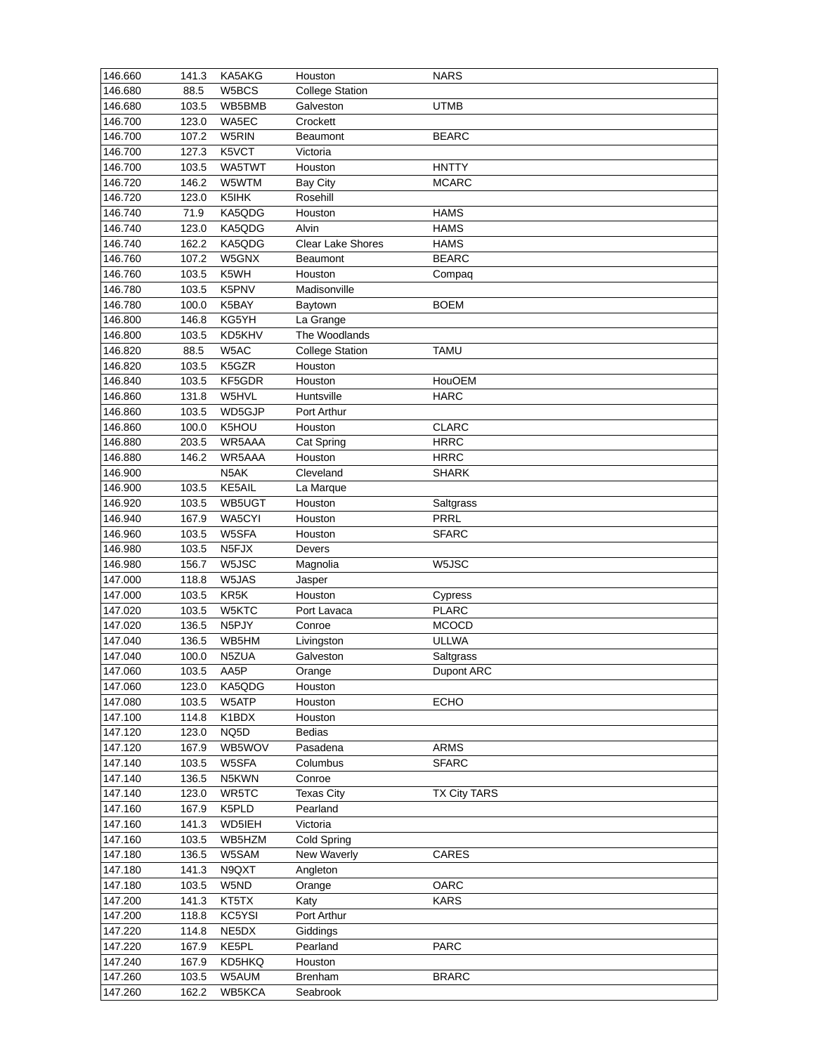| 146.660 | 141.3 | KA5AKG | Houston | NARS |
|---|---|---|---|---|
| 146.680 | 88.5 | W5BCS | College Station | |
| 146.680 | 103.5 | WB5BMB | Galveston | UTMB |
| 146.700 | 123.0 | WA5EC | Crockett | |
| 146.700 | 107.2 | W5RIN | Beaumont | BEARC |
| 146.700 | 127.3 | K5VCT | Victoria | |
| 146.700 | 103.5 | WA5TWT | Houston | HNTTY |
| 146.720 | 146.2 | W5WTM | Bay City | MCARC |
| 146.720 | 123.0 | K5IHK | Rosehill | |
| 146.740 | 71.9 | KA5QDG | Houston | HAMS |
| 146.740 | 123.0 | KA5QDG | Alvin | HAMS |
| 146.740 | 162.2 | KA5QDG | Clear Lake Shores | HAMS |
| 146.760 | 107.2 | W5GNX | Beaumont | BEARC |
| 146.760 | 103.5 | K5WH | Houston | Compaq |
| 146.780 | 103.5 | K5PNV | Madisonville | |
| 146.780 | 100.0 | K5BAY | Baytown | BOEM |
| 146.800 | 146.8 | KG5YH | La Grange | |
| 146.800 | 103.5 | KD5KHV | The Woodlands | |
| 146.820 | 88.5 | W5AC | College Station | TAMU |
| 146.820 | 103.5 | K5GZR | Houston | |
| 146.840 | 103.5 | KF5GDR | Houston | HouOEM |
| 146.860 | 131.8 | W5HVL | Huntsville | HARC |
| 146.860 | 103.5 | WD5GJP | Port Arthur | |
| 146.860 | 100.0 | K5HOU | Houston | CLARC |
| 146.880 | 203.5 | WR5AAA | Cat Spring | HRRC |
| 146.880 | 146.2 | WR5AAA | Houston | HRRC |
| 146.900 | | N5AK | Cleveland | SHARK |
| 146.900 | 103.5 | KE5AIL | La Marque | |
| 146.920 | 103.5 | WB5UGT | Houston | Saltgrass |
| 146.940 | 167.9 | WA5CYI | Houston | PRRL |
| 146.960 | 103.5 | W5SFA | Houston | SFARC |
| 146.980 | 103.5 | N5FJX | Devers | |
| 146.980 | 156.7 | W5JSC | Magnolia | W5JSC |
| 147.000 | 118.8 | W5JAS | Jasper | |
| 147.000 | 103.5 | KR5K | Houston | Cypress |
| 147.020 | 103.5 | W5KTC | Port Lavaca | PLARC |
| 147.020 | 136.5 | N5PJY | Conroe | MCOCD |
| 147.040 | 136.5 | WB5HM | Livingston | ULLWA |
| 147.040 | 100.0 | N5ZUA | Galveston | Saltgrass |
| 147.060 | 103.5 | AA5P | Orange | Dupont ARC |
| 147.060 | 123.0 | KA5QDG | Houston | |
| 147.080 | 103.5 | W5ATP | Houston | ECHO |
| 147.100 | 114.8 | K1BDX | Houston | |
| 147.120 | 123.0 | NQ5D | Bedias | |
| 147.120 | 167.9 | WB5WOV | Pasadena | ARMS |
| 147.140 | 103.5 | W5SFA | Columbus | SFARC |
| 147.140 | 136.5 | N5KWN | Conroe | |
| 147.140 | 123.0 | WR5TC | Texas City | TX City TARS |
| 147.160 | 167.9 | K5PLD | Pearland | |
| 147.160 | 141.3 | WD5IEH | Victoria | |
| 147.160 | 103.5 | WB5HZM | Cold Spring | |
| 147.180 | 136.5 | W5SAM | New Waverly | CARES |
| 147.180 | 141.3 | N9QXT | Angleton | |
| 147.180 | 103.5 | W5ND | Orange | OARC |
| 147.200 | 141.3 | KT5TX | Katy | KARS |
| 147.200 | 118.8 | KC5YSI | Port Arthur | |
| 147.220 | 114.8 | NE5DX | Giddings | |
| 147.220 | 167.9 | KE5PL | Pearland | PARC |
| 147.240 | 167.9 | KD5HKQ | Houston | |
| 147.260 | 103.5 | W5AUM | Brenham | BRARC |
| 147.260 | 162.2 | WB5KCA | Seabrook | |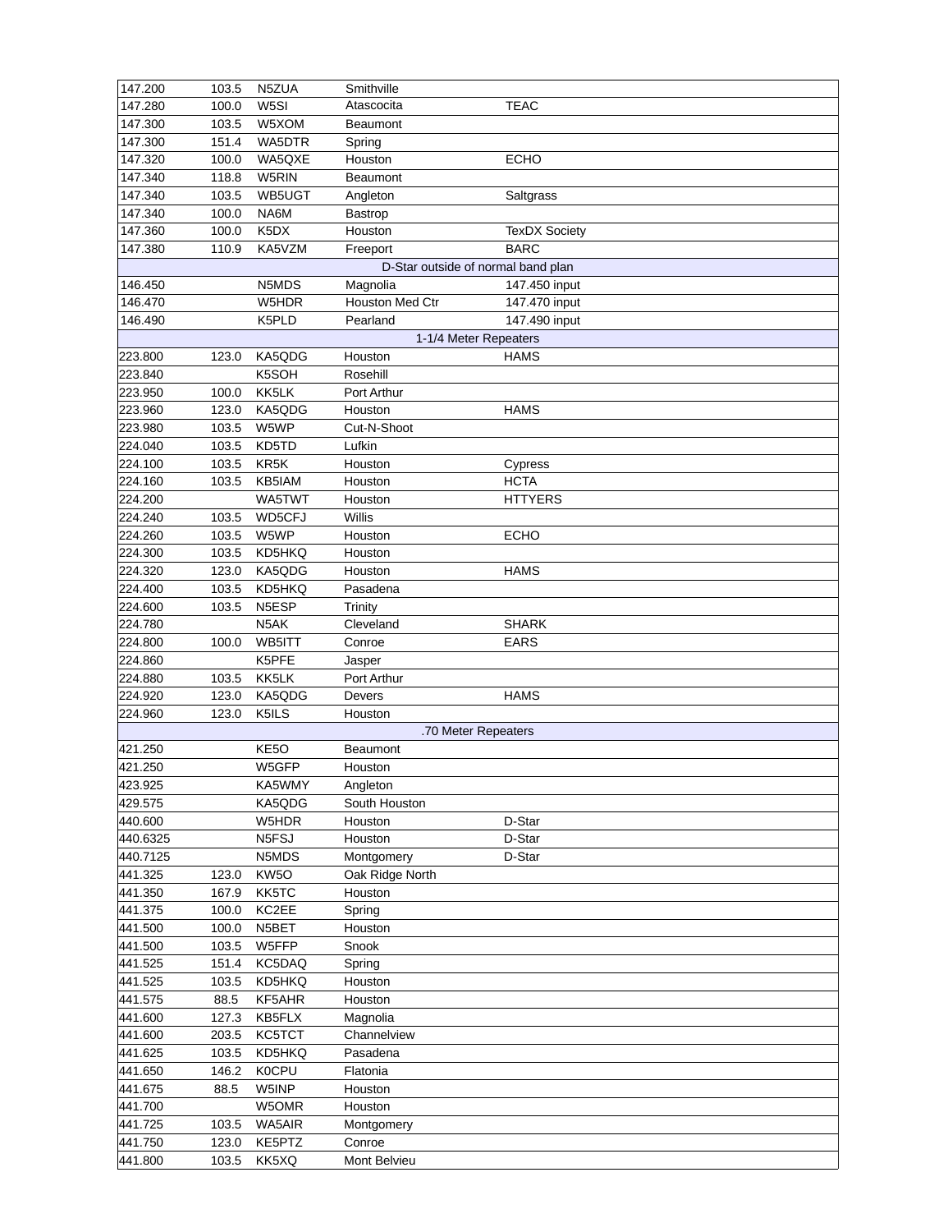| | | | | |
|---|---|---|---|---|
| 147.200 | 103.5 | N5ZUA | Smithville | |
| 147.280 | 100.0 | W5SI | Atascocita | TEAC |
| 147.300 | 103.5 | W5XOM | Beaumont | |
| 147.300 | 151.4 | WA5DTR | Spring | |
| 147.320 | 100.0 | WA5QXE | Houston | ECHO |
| 147.340 | 118.8 | W5RIN | Beaumont | |
| 147.340 | 103.5 | WB5UGT | Angleton | Saltgrass |
| 147.340 | 100.0 | NA6M | Bastrop | |
| 147.360 | 100.0 | K5DX | Houston | TexDX Society |
| 147.380 | 110.9 | KA5VZM | Freeport | BARC |
| D-Star outside of normal band plan | | | | |
| 146.450 | | N5MDS | Magnolia | 147.450 input |
| 146.470 | | W5HDR | Houston Med Ctr | 147.470 input |
| 146.490 | | K5PLD | Pearland | 147.490 input |
| 1-1/4 Meter Repeaters | | | | |
| 223.800 | 123.0 | KA5QDG | Houston | HAMS |
| 223.840 | | K5SOH | Rosehill | |
| 223.950 | 100.0 | KK5LK | Port Arthur | |
| 223.960 | 123.0 | KA5QDG | Houston | HAMS |
| 223.980 | 103.5 | W5WP | Cut-N-Shoot | |
| 224.040 | 103.5 | KD5TD | Lufkin | |
| 224.100 | 103.5 | KR5K | Houston | Cypress |
| 224.160 | 103.5 | KB5IAM | Houston | HCTA |
| 224.200 | | WA5TWT | Houston | HTTYERS |
| 224.240 | 103.5 | WD5CFJ | Willis | |
| 224.260 | 103.5 | W5WP | Houston | ECHO |
| 224.300 | 103.5 | KD5HKQ | Houston | |
| 224.320 | 123.0 | KA5QDG | Houston | HAMS |
| 224.400 | 103.5 | KD5HKQ | Pasadena | |
| 224.600 | 103.5 | N5ESP | Trinity | |
| 224.780 | | N5AK | Cleveland | SHARK |
| 224.800 | 100.0 | WB5ITT | Conroe | EARS |
| 224.860 | | K5PFE | Jasper | |
| 224.880 | 103.5 | KK5LK | Port Arthur | |
| 224.920 | 123.0 | KA5QDG | Devers | HAMS |
| 224.960 | 123.0 | K5ILS | Houston | |
| .70 Meter Repeaters | | | | |
| 421.250 | | KE5O | Beaumont | |
| 421.250 | | W5GFP | Houston | |
| 423.925 | | KA5WMY | Angleton | |
| 429.575 | | KA5QDG | South Houston | |
| 440.600 | | W5HDR | Houston | D-Star |
| 440.6325 | | N5FSJ | Houston | D-Star |
| 440.7125 | | N5MDS | Montgomery | D-Star |
| 441.325 | 123.0 | KW5O | Oak Ridge North | |
| 441.350 | 167.9 | KK5TC | Houston | |
| 441.375 | 100.0 | KC2EE | Spring | |
| 441.500 | 100.0 | N5BET | Houston | |
| 441.500 | 103.5 | W5FFP | Snook | |
| 441.525 | 151.4 | KC5DAQ | Spring | |
| 441.525 | 103.5 | KD5HKQ | Houston | |
| 441.575 | 88.5 | KF5AHR | Houston | |
| 441.600 | 127.3 | KB5FLX | Magnolia | |
| 441.600 | 203.5 | KC5TCT | Channelview | |
| 441.625 | 103.5 | KD5HKQ | Pasadena | |
| 441.650 | 146.2 | K0CPU | Flatonia | |
| 441.675 | 88.5 | W5INP | Houston | |
| 441.700 | | W5OMR | Houston | |
| 441.725 | 103.5 | WA5AIR | Montgomery | |
| 441.750 | 123.0 | KE5PTZ | Conroe | |
| 441.800 | 103.5 | KK5XQ | Mont Belvieu | |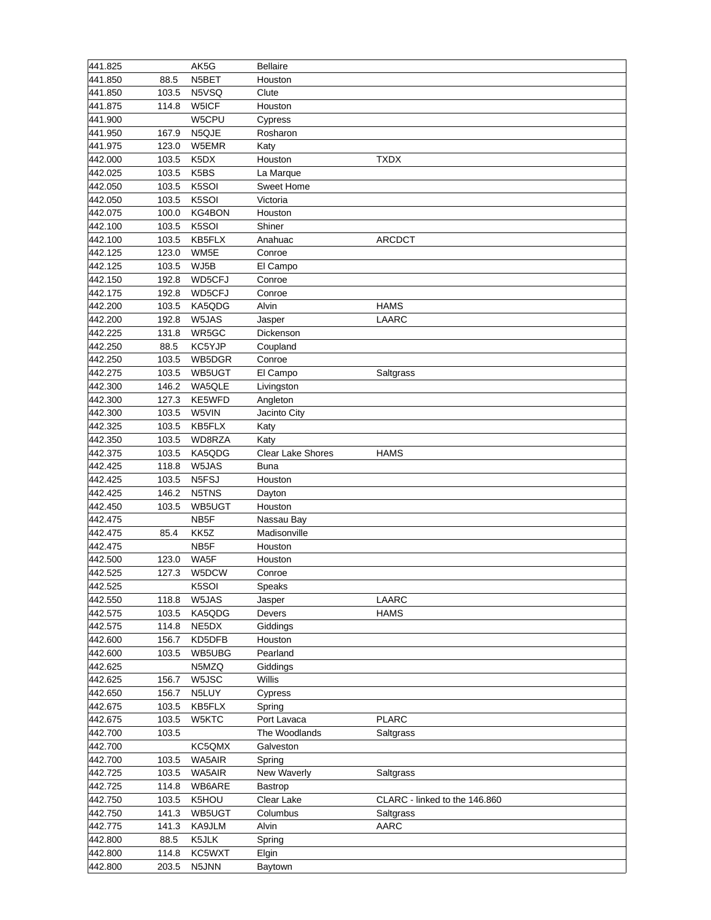| | | | | |
|---|---|---|---|---|
| 441.825 | | AK5G | Bellaire | |
| 441.850 | 88.5 | N5BET | Houston | |
| 441.850 | 103.5 | N5VSQ | Clute | |
| 441.875 | 114.8 | W5ICF | Houston | |
| 441.900 | | W5CPU | Cypress | |
| 441.950 | 167.9 | N5QJE | Rosharon | |
| 441.975 | 123.0 | W5EMR | Katy | |
| 442.000 | 103.5 | K5DX | Houston | TXDX |
| 442.025 | 103.5 | K5BS | La Marque | |
| 442.050 | 103.5 | K5SOI | Sweet Home | |
| 442.050 | 103.5 | K5SOI | Victoria | |
| 442.075 | 100.0 | KG4BON | Houston | |
| 442.100 | 103.5 | K5SOI | Shiner | |
| 442.100 | 103.5 | KB5FLX | Anahuac | ARCDCT |
| 442.125 | 123.0 | WM5E | Conroe | |
| 442.125 | 103.5 | WJ5B | El Campo | |
| 442.150 | 192.8 | WD5CFJ | Conroe | |
| 442.175 | 192.8 | WD5CFJ | Conroe | |
| 442.200 | 103.5 | KA5QDG | Alvin | HAMS |
| 442.200 | 192.8 | W5JAS | Jasper | LAARC |
| 442.225 | 131.8 | WR5GC | Dickenson | |
| 442.250 | 88.5 | KC5YJP | Coupland | |
| 442.250 | 103.5 | WB5DGR | Conroe | |
| 442.275 | 103.5 | WB5UGT | El Campo | Saltgrass |
| 442.300 | 146.2 | WA5QLE | Livingston | |
| 442.300 | 127.3 | KE5WFD | Angleton | |
| 442.300 | 103.5 | W5VIN | Jacinto City | |
| 442.325 | 103.5 | KB5FLX | Katy | |
| 442.350 | 103.5 | WD8RZA | Katy | |
| 442.375 | 103.5 | KA5QDG | Clear Lake Shores | HAMS |
| 442.425 | 118.8 | W5JAS | Buna | |
| 442.425 | 103.5 | N5FSJ | Houston | |
| 442.425 | 146.2 | N5TNS | Dayton | |
| 442.450 | 103.5 | WB5UGT | Houston | |
| 442.475 | | NB5F | Nassau Bay | |
| 442.475 | 85.4 | KK5Z | Madisonville | |
| 442.475 | | NB5F | Houston | |
| 442.500 | 123.0 | WA5F | Houston | |
| 442.525 | 127.3 | W5DCW | Conroe | |
| 442.525 | | K5SOI | Speaks | |
| 442.550 | 118.8 | W5JAS | Jasper | LAARC |
| 442.575 | 103.5 | KA5QDG | Devers | HAMS |
| 442.575 | 114.8 | NE5DX | Giddings | |
| 442.600 | 156.7 | KD5DFB | Houston | |
| 442.600 | 103.5 | WB5UBG | Pearland | |
| 442.625 | | N5MZQ | Giddings | |
| 442.625 | 156.7 | W5JSC | Willis | |
| 442.650 | 156.7 | N5LUY | Cypress | |
| 442.675 | 103.5 | KB5FLX | Spring | |
| 442.675 | 103.5 | W5KTC | Port Lavaca | PLARC |
| 442.700 | 103.5 | | The Woodlands | Saltgrass |
| 442.700 | | KC5QMX | Galveston | |
| 442.700 | 103.5 | WA5AIR | Spring | |
| 442.725 | 103.5 | WA5AIR | New Waverly | Saltgrass |
| 442.725 | 114.8 | WB6ARE | Bastrop | |
| 442.750 | 103.5 | K5HOU | Clear Lake | CLARC - linked to the 146.860 |
| 442.750 | 141.3 | WB5UGT | Columbus | Saltgrass |
| 442.775 | 141.3 | KA9JLM | Alvin | AARC |
| 442.800 | 88.5 | K5JLK | Spring | |
| 442.800 | 114.8 | KC5WXT | Elgin | |
| 442.800 | 203.5 | N5JNN | Baytown | |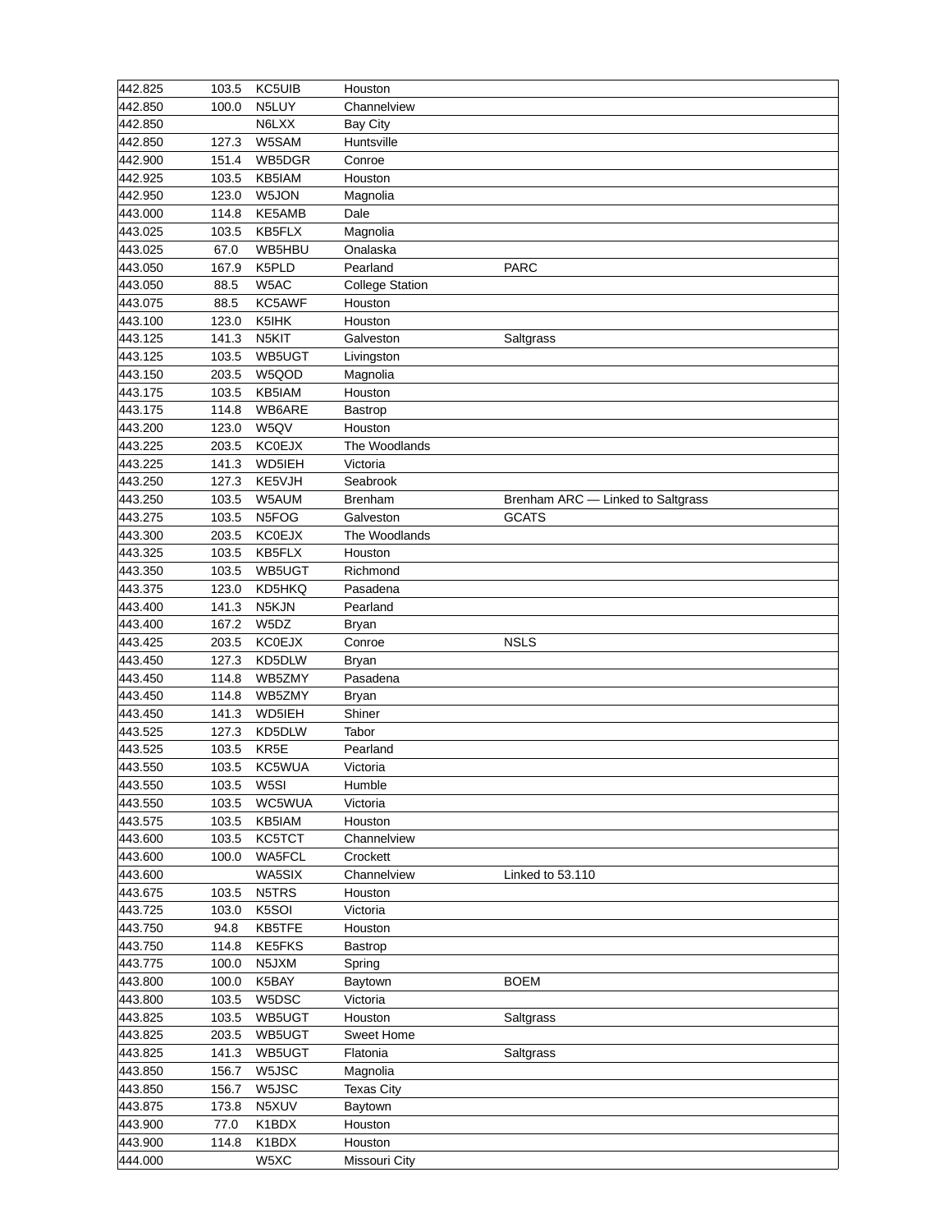| | | | | |
|---|---|---|---|---|
| 442.825 | 103.5 | KC5UIB | Houston | |
| 442.850 | 100.0 | N5LUY | Channelview | |
| 442.850 | | N6LXX | Bay City | |
| 442.850 | 127.3 | W5SAM | Huntsville | |
| 442.900 | 151.4 | WB5DGR | Conroe | |
| 442.925 | 103.5 | KB5IAM | Houston | |
| 442.950 | 123.0 | W5JON | Magnolia | |
| 443.000 | 114.8 | KE5AMB | Dale | |
| 443.025 | 103.5 | KB5FLX | Magnolia | |
| 443.025 | 67.0 | WB5HBU | Onalaska | |
| 443.050 | 167.9 | K5PLD | Pearland | PARC |
| 443.050 | 88.5 | W5AC | College Station | |
| 443.075 | 88.5 | KC5AWF | Houston | |
| 443.100 | 123.0 | K5IHK | Houston | |
| 443.125 | 141.3 | N5KIT | Galveston | Saltgrass |
| 443.125 | 103.5 | WB5UGT | Livingston | |
| 443.150 | 203.5 | W5QOD | Magnolia | |
| 443.175 | 103.5 | KB5IAM | Houston | |
| 443.175 | 114.8 | WB6ARE | Bastrop | |
| 443.200 | 123.0 | W5QV | Houston | |
| 443.225 | 203.5 | KC0EJX | The Woodlands | |
| 443.225 | 141.3 | WD5IEH | Victoria | |
| 443.250 | 127.3 | KE5VJH | Seabrook | |
| 443.250 | 103.5 | W5AUM | Brenham | Brenham ARC — Linked to Saltgrass |
| 443.275 | 103.5 | N5FOG | Galveston | GCATS |
| 443.300 | 203.5 | KC0EJX | The Woodlands | |
| 443.325 | 103.5 | KB5FLX | Houston | |
| 443.350 | 103.5 | WB5UGT | Richmond | |
| 443.375 | 123.0 | KD5HKQ | Pasadena | |
| 443.400 | 141.3 | N5KJN | Pearland | |
| 443.400 | 167.2 | W5DZ | Bryan | |
| 443.425 | 203.5 | KC0EJX | Conroe | NSLS |
| 443.450 | 127.3 | KD5DLW | Bryan | |
| 443.450 | 114.8 | WB5ZMY | Pasadena | |
| 443.450 | 114.8 | WB5ZMY | Bryan | |
| 443.450 | 141.3 | WD5IEH | Shiner | |
| 443.525 | 127.3 | KD5DLW | Tabor | |
| 443.525 | 103.5 | KR5E | Pearland | |
| 443.550 | 103.5 | KC5WUA | Victoria | |
| 443.550 | 103.5 | W5SI | Humble | |
| 443.550 | 103.5 | WC5WUA | Victoria | |
| 443.575 | 103.5 | KB5IAM | Houston | |
| 443.600 | 103.5 | KC5TCT | Channelview | |
| 443.600 | 100.0 | WA5FCL | Crockett | |
| 443.600 | | WA5SIX | Channelview | Linked to 53.110 |
| 443.675 | 103.5 | N5TRS | Houston | |
| 443.725 | 103.0 | K5SOI | Victoria | |
| 443.750 | 94.8 | KB5TFE | Houston | |
| 443.750 | 114.8 | KE5FKS | Bastrop | |
| 443.775 | 100.0 | N5JXM | Spring | |
| 443.800 | 100.0 | K5BAY | Baytown | BOEM |
| 443.800 | 103.5 | W5DSC | Victoria | |
| 443.825 | 103.5 | WB5UGT | Houston | Saltgrass |
| 443.825 | 203.5 | WB5UGT | Sweet Home | |
| 443.825 | 141.3 | WB5UGT | Flatonia | Saltgrass |
| 443.850 | 156.7 | W5JSC | Magnolia | |
| 443.850 | 156.7 | W5JSC | Texas City | |
| 443.875 | 173.8 | N5XUV | Baytown | |
| 443.900 | 77.0 | K1BDX | Houston | |
| 443.900 | 114.8 | K1BDX | Houston | |
| 444.000 | | W5XC | Missouri City | |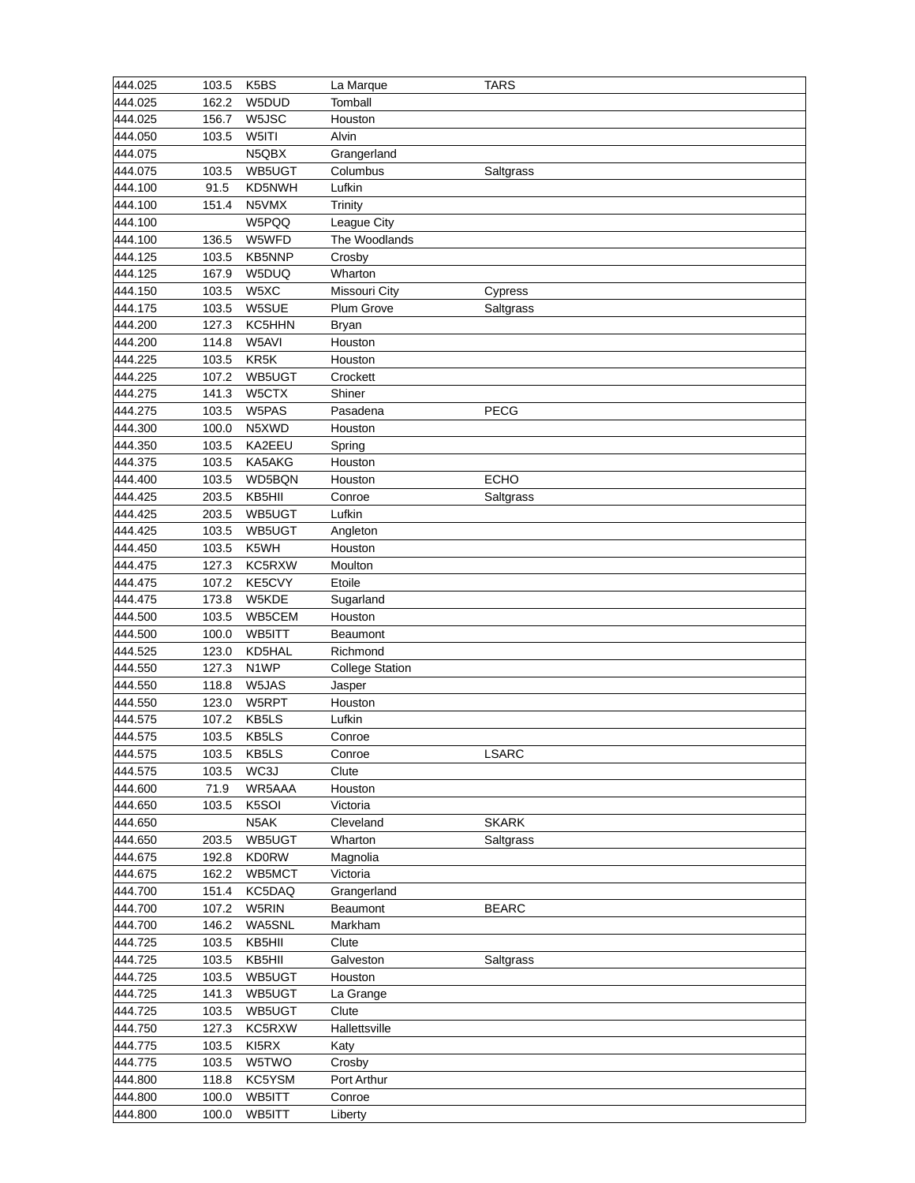| | | | | |
|---|---|---|---|---|
| 444.025 | 103.5 | K5BS | La Marque | TARS |
| 444.025 | 162.2 | W5DUD | Tomball | |
| 444.025 | 156.7 | W5JSC | Houston | |
| 444.050 | 103.5 | W5ITI | Alvin | |
| 444.075 | | N5QBX | Grangerland | |
| 444.075 | 103.5 | WB5UGT | Columbus | Saltgrass |
| 444.100 | 91.5 | KD5NWH | Lufkin | |
| 444.100 | 151.4 | N5VMX | Trinity | |
| 444.100 | | W5PQQ | League City | |
| 444.100 | 136.5 | W5WFD | The Woodlands | |
| 444.125 | 103.5 | KB5NNP | Crosby | |
| 444.125 | 167.9 | W5DUQ | Wharton | |
| 444.150 | 103.5 | W5XC | Missouri City | Cypress |
| 444.175 | 103.5 | W5SUE | Plum Grove | Saltgrass |
| 444.200 | 127.3 | KC5HHN | Bryan | |
| 444.200 | 114.8 | W5AVI | Houston | |
| 444.225 | 103.5 | KR5K | Houston | |
| 444.225 | 107.2 | WB5UGT | Crockett | |
| 444.275 | 141.3 | W5CTX | Shiner | |
| 444.275 | 103.5 | W5PAS | Pasadena | PECG |
| 444.300 | 100.0 | N5XWD | Houston | |
| 444.350 | 103.5 | KA2EEU | Spring | |
| 444.375 | 103.5 | KA5AKG | Houston | |
| 444.400 | 103.5 | WD5BQN | Houston | ECHO |
| 444.425 | 203.5 | KB5HII | Conroe | Saltgrass |
| 444.425 | 203.5 | WB5UGT | Lufkin | |
| 444.425 | 103.5 | WB5UGT | Angleton | |
| 444.450 | 103.5 | K5WH | Houston | |
| 444.475 | 127.3 | KC5RXW | Moulton | |
| 444.475 | 107.2 | KE5CVY | Etoile | |
| 444.475 | 173.8 | W5KDE | Sugarland | |
| 444.500 | 103.5 | WB5CEM | Houston | |
| 444.500 | 100.0 | WB5ITT | Beaumont | |
| 444.525 | 123.0 | KD5HAL | Richmond | |
| 444.550 | 127.3 | N1WP | College Station | |
| 444.550 | 118.8 | W5JAS | Jasper | |
| 444.550 | 123.0 | W5RPT | Houston | |
| 444.575 | 107.2 | KB5LS | Lufkin | |
| 444.575 | 103.5 | KB5LS | Conroe | |
| 444.575 | 103.5 | KB5LS | Conroe | LSARC |
| 444.575 | 103.5 | WC3J | Clute | |
| 444.600 | 71.9 | WR5AAA | Houston | |
| 444.650 | 103.5 | K5SOI | Victoria | |
| 444.650 | | N5AK | Cleveland | SKARK |
| 444.650 | 203.5 | WB5UGT | Wharton | Saltgrass |
| 444.675 | 192.8 | KD0RW | Magnolia | |
| 444.675 | 162.2 | WB5MCT | Victoria | |
| 444.700 | 151.4 | KC5DAQ | Grangerland | |
| 444.700 | 107.2 | W5RIN | Beaumont | BEARC |
| 444.700 | 146.2 | WA5SNL | Markham | |
| 444.725 | 103.5 | KB5HII | Clute | |
| 444.725 | 103.5 | KB5HII | Galveston | Saltgrass |
| 444.725 | 103.5 | WB5UGT | Houston | |
| 444.725 | 141.3 | WB5UGT | La Grange | |
| 444.725 | 103.5 | WB5UGT | Clute | |
| 444.750 | 127.3 | KC5RXW | Hallettsville | |
| 444.775 | 103.5 | KI5RX | Katy | |
| 444.775 | 103.5 | W5TWO | Crosby | |
| 444.800 | 118.8 | KC5YSM | Port Arthur | |
| 444.800 | 100.0 | WB5ITT | Conroe | |
| 444.800 | 100.0 | WB5ITT | Liberty | |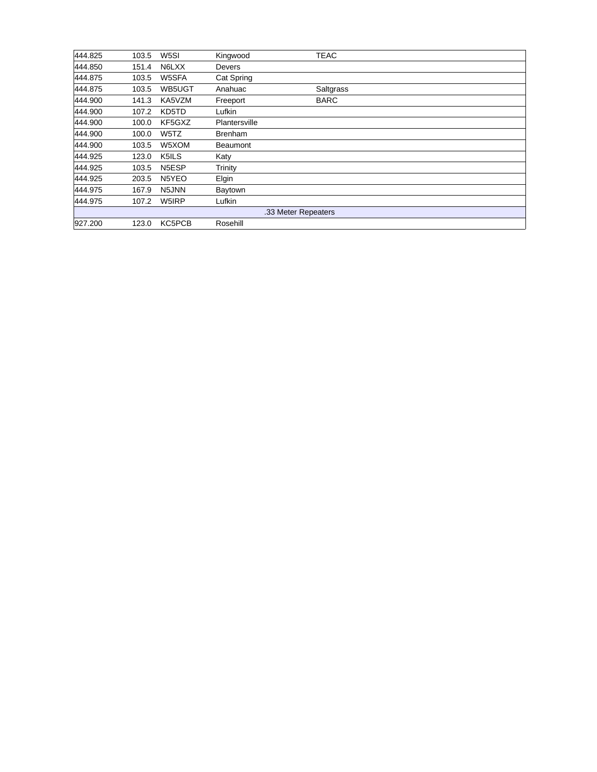| | | | | |
|---|---|---|---|---|
| 444.825 | 103.5 | W5SI | Kingwood | TEAC |
| 444.850 | 151.4 | N6LXX | Devers | |
| 444.875 | 103.5 | W5SFA | Cat Spring | |
| 444.875 | 103.5 | WB5UGT | Anahuac | Saltgrass |
| 444.900 | 141.3 | KA5VZM | Freeport | BARC |
| 444.900 | 107.2 | KD5TD | Lufkin | |
| 444.900 | 100.0 | KF5GXZ | Plantersville | |
| 444.900 | 100.0 | W5TZ | Brenham | |
| 444.900 | 103.5 | W5XOM | Beaumont | |
| 444.925 | 123.0 | K5ILS | Katy | |
| 444.925 | 103.5 | N5ESP | Trinity | |
| 444.925 | 203.5 | N5YEO | Elgin | |
| 444.975 | 167.9 | N5JNN | Baytown | |
| 444.975 | 107.2 | W5IRP | Lufkin | |
| .33 Meter Repeaters | | | | |
| 927.200 | 123.0 | KC5PCB | Rosehill | |